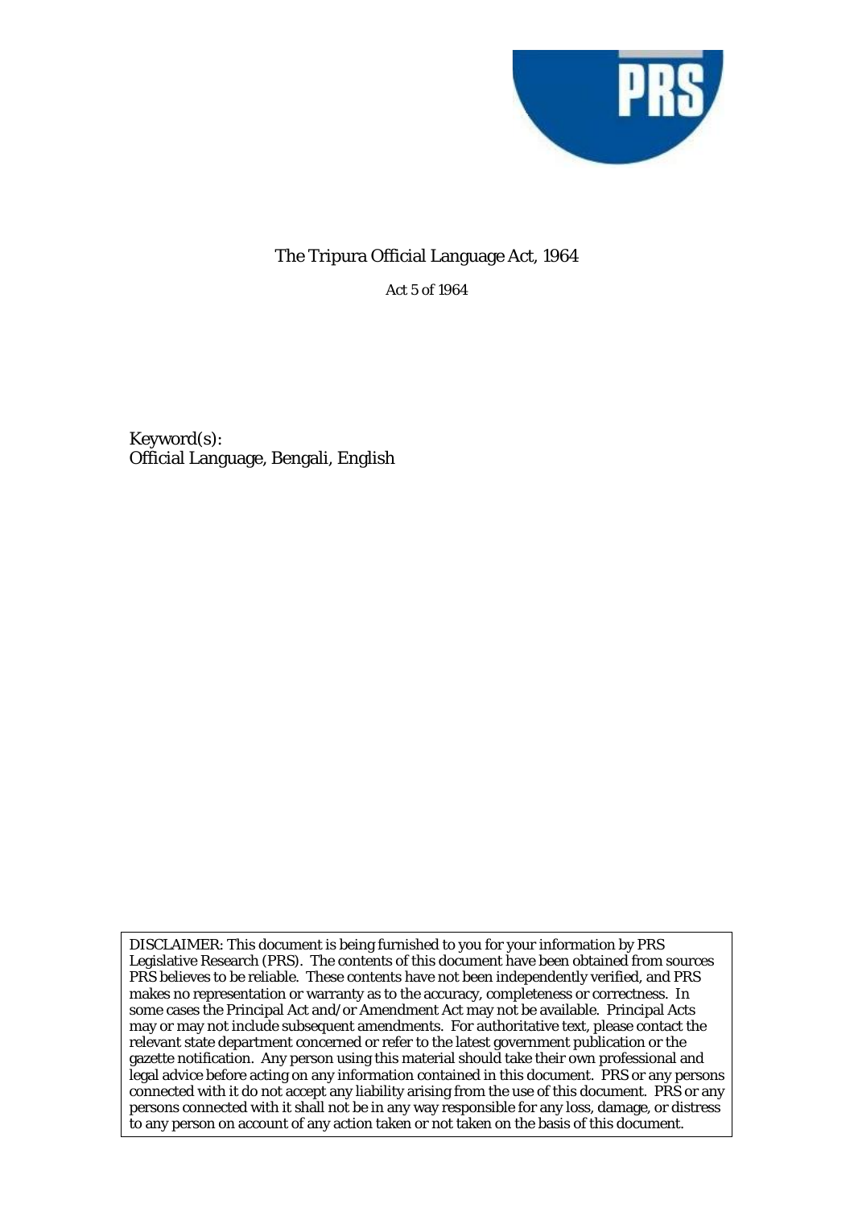# The Tripura Official Language Act, 1964

Act 5 of 1964

Keyword(s):
Official Language, Bengali, English

DISCLAIMER: This document is being furnished to you for your information by PRS Legislative Research (PRS). The contents of this document have been obtained from sources PRS believes to be reliable. These contents have not been independently verified, and PRS makes no representation or warranty as to the accuracy, completeness or correctness. In some cases the Principal Act and/or Amendment Act may not be available. Principal Acts may or may not include subsequent amendments. For authoritative text, please contact the relevant state department concerned or refer to the latest government publication or the gazette notification. Any person using this material should take their own professional and legal advice before acting on any information contained in this document. PRS or any persons connected with it do not accept any liability arising from the use of this document. PRS or any persons connected with it shall not be in any way responsible for any loss, damage, or distress to any person on account of any action taken or not taken on the basis of this document.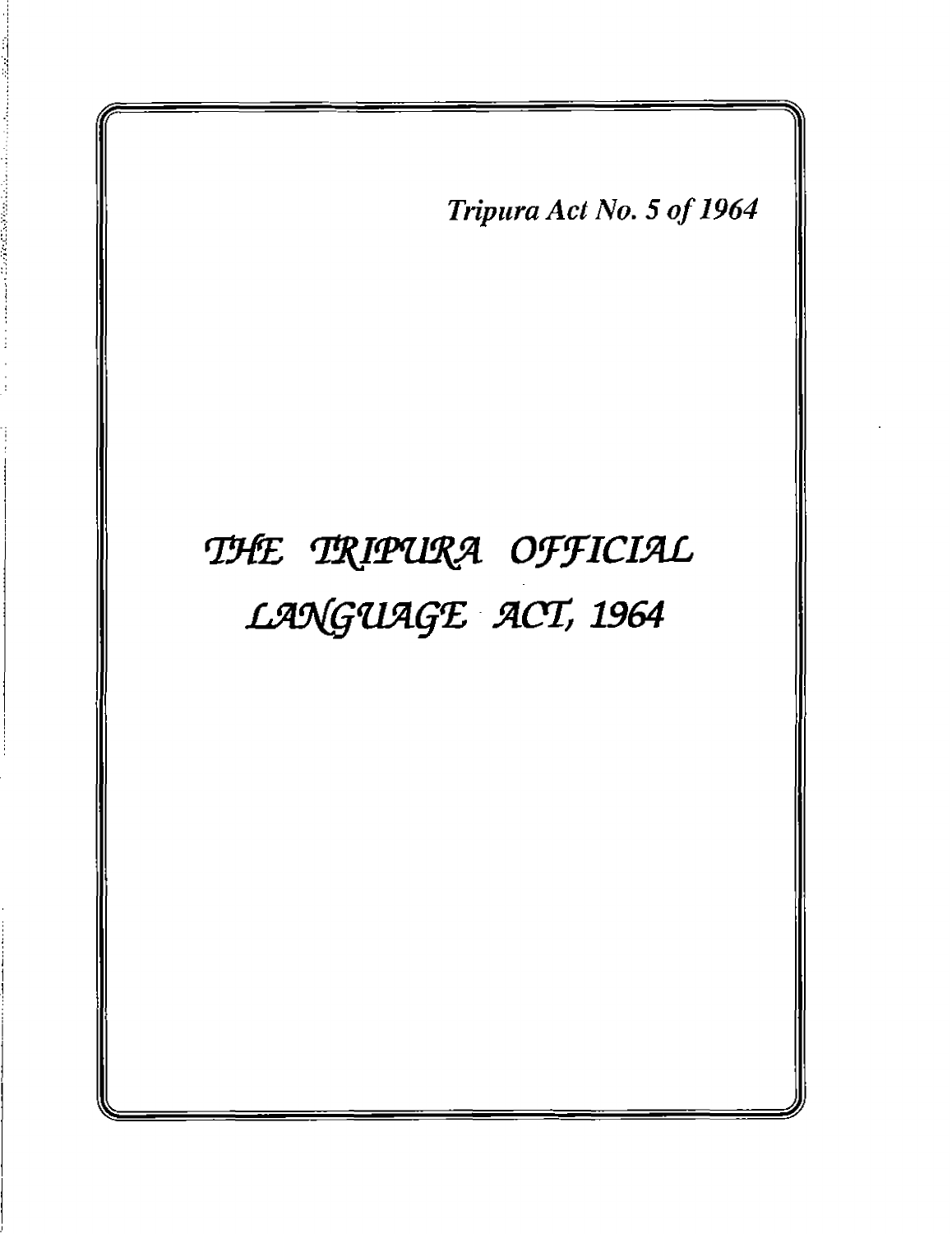*Tripura Act No. 5 of 1964*

# THE TRIPURA OFFICIAL LANGUAGE ACT, 1964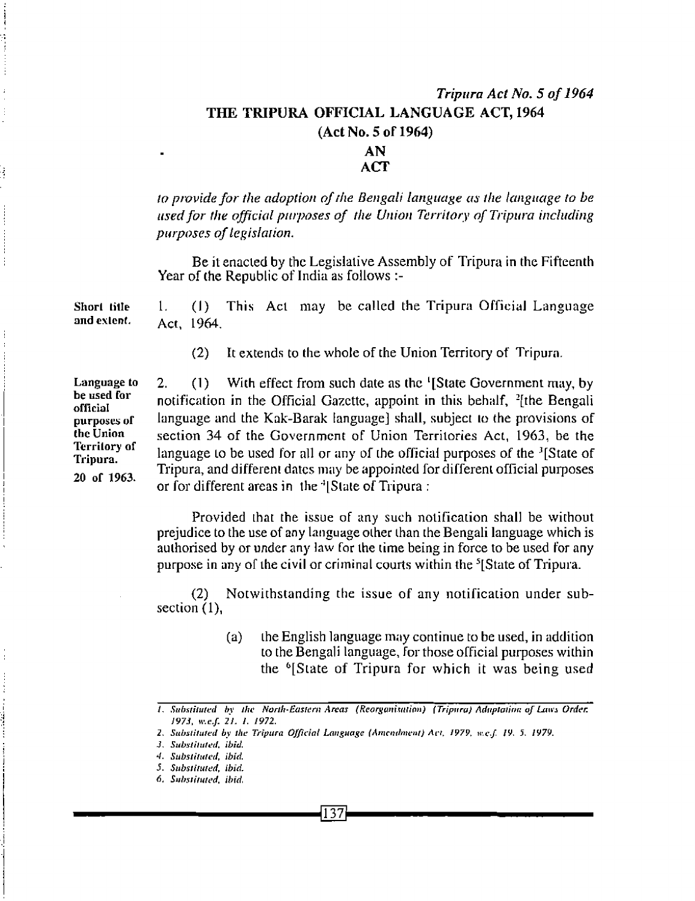*Tripura Act No. 5 of 1964*

# THE TRIPURA OFFICIAL LANGUAGE ACT, 1964

## (Act No. 5 of 1964)

## AN ACT

*to provide for the adoption of the Bengali language as the language to be used for the official purposes of the Union Territory of Tripura including purposes of legislation.*

Be it enacted by the Legislative Assembly of Tripura in the Fifteenth Year of the Republic of India as follows :-

**Short title and extent.**

1. (1) This Act may be called the Tripura Official Language Act, 1964.

(2) It extends to the whole of the Union Territory of Tripura.

**Language to be used for official purposes of the Union Territory of Tripura.**

**20 of 1963.**

2. (1) With effect from such date as the [1][State Government may, by notification in the Official Gazette, appoint in this behalf, [2][the Bengali language and the Kak-Barak language] shall, subject to the provisions of section 34 of the Government of Union Territories Act, 1963, be the language to be used for all or any of the official purposes of the [3][State of Tripura, and different dates may be appointed for different official purposes or for different areas in the [4][State of Tripura :

Provided that the issue of any such notification shall be without prejudice to the use of any language other than the Bengali language which is authorised by or under any law for the time being in force to be used for any purpose in any of the civil or criminal courts within the [5][State of Tripura.

(2) Notwithstanding the issue of any notification under sub-section (1),

(a) the English language may continue to be used, in addition to the Bengali language, for those official purposes within the [6][State of Tripura for which it was being used

---

*1. Substituted by the North-Eastern Areas (Reorganisation) (Tripura) Adaptation of Laws Order. 1973, w.e.f. 21. 1. 1972.*

*2. Substituted by the Tripura Official Language (Amendment) Act, 1979, w.e.f. 19. 5. 1979.*

*3. Substituted, ibid.*

*4. Substituted, ibid.*

*5. Substituted, ibid.*

*6. Substituted, ibid.*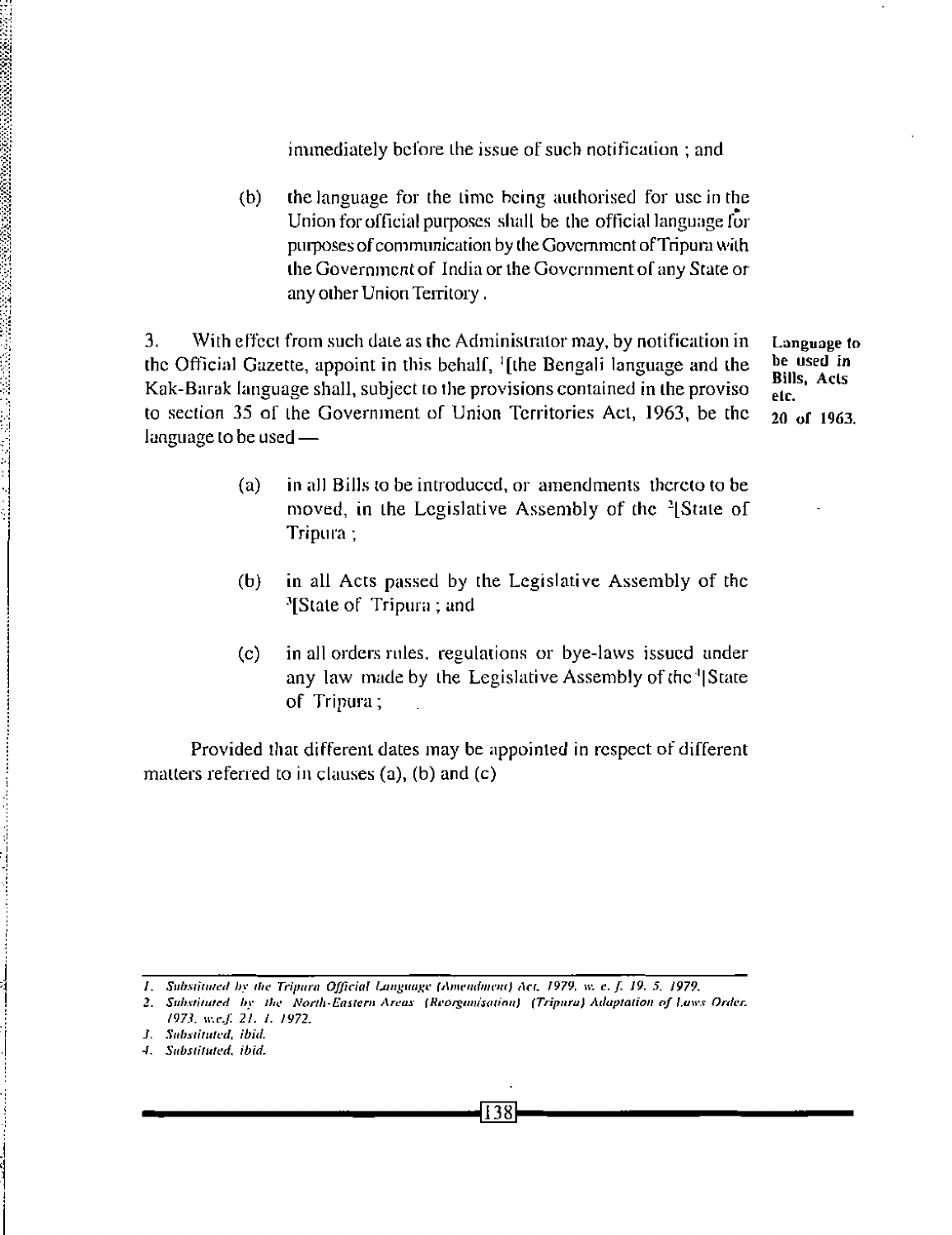immediately before the issue of such notification ; and

(b) the language for the time being authorised for use in the Union for official purposes shall be the official language for purposes of communication by the Government of Tripura with the Government of India or the Government of any State or any other Union Territory .

**Language to be used in Bills, Acts etc.**

3. With effect from such date as the Administrator may, by notification in the Official Gazette, appoint in this behalf, [1][the Bengali language and the Kak-Barak language shall, subject to the provisions contained in the proviso to section 35 of the Government of Union Territories Act, 1963, be the language to be used —

20 of 1963.

(a) in all Bills to be introduced, or amendments thereto to be moved, in the Legislative Assembly of the [2][State of Tripura ;

(b) in all Acts passed by the Legislative Assembly of the [3][State of Tripura ; and

(c) in all orders rules, regulations or bye-laws issued under any law made by the Legislative Assembly of the [4][State of Tripura ;

Provided that different dates may be appointed in respect of different matters referred to in clauses (a), (b) and (c)

---

1. *Substituted by the Tripura Official Language (Amendment) Act, 1979, w. e. f. 19. 5. 1979.*
2. *Substituted by the North-Eastern Areas (Reorganisation) (Tripura) Adaptation of Laws Order, 1973, w.e.f. 21. 1. 1972.*
3. *Substituted, ibid.*
4. *Substituted, ibid.*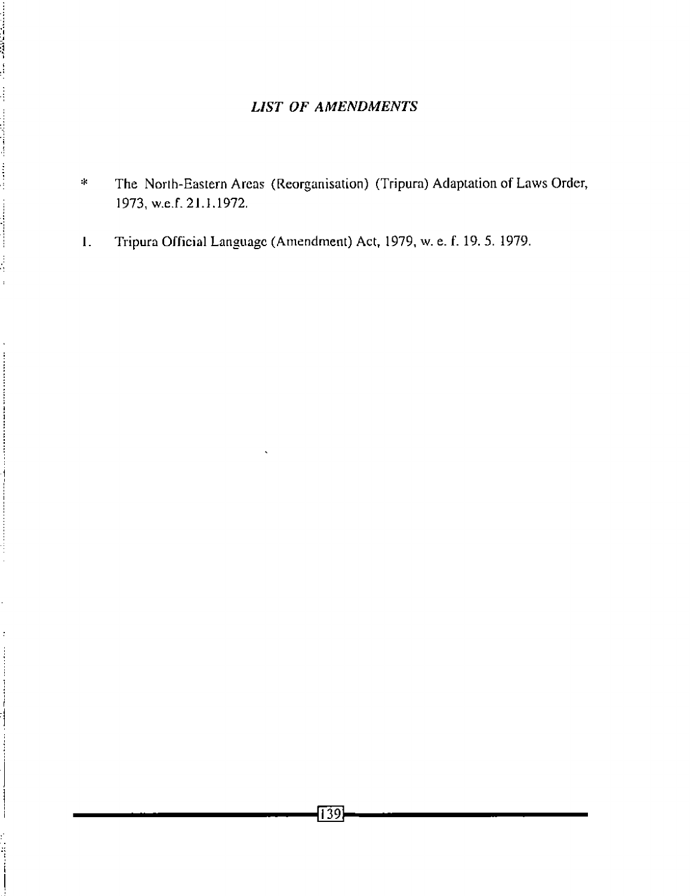## *LIST OF AMENDMENTS*

\* The North-Eastern Areas (Reorganisation) (Tripura) Adaptation of Laws Order, 1973, w.e.f. 21.1.1972.

1. Tripura Official Language (Amendment) Act, 1979, w. e. f. 19. 5. 1979.